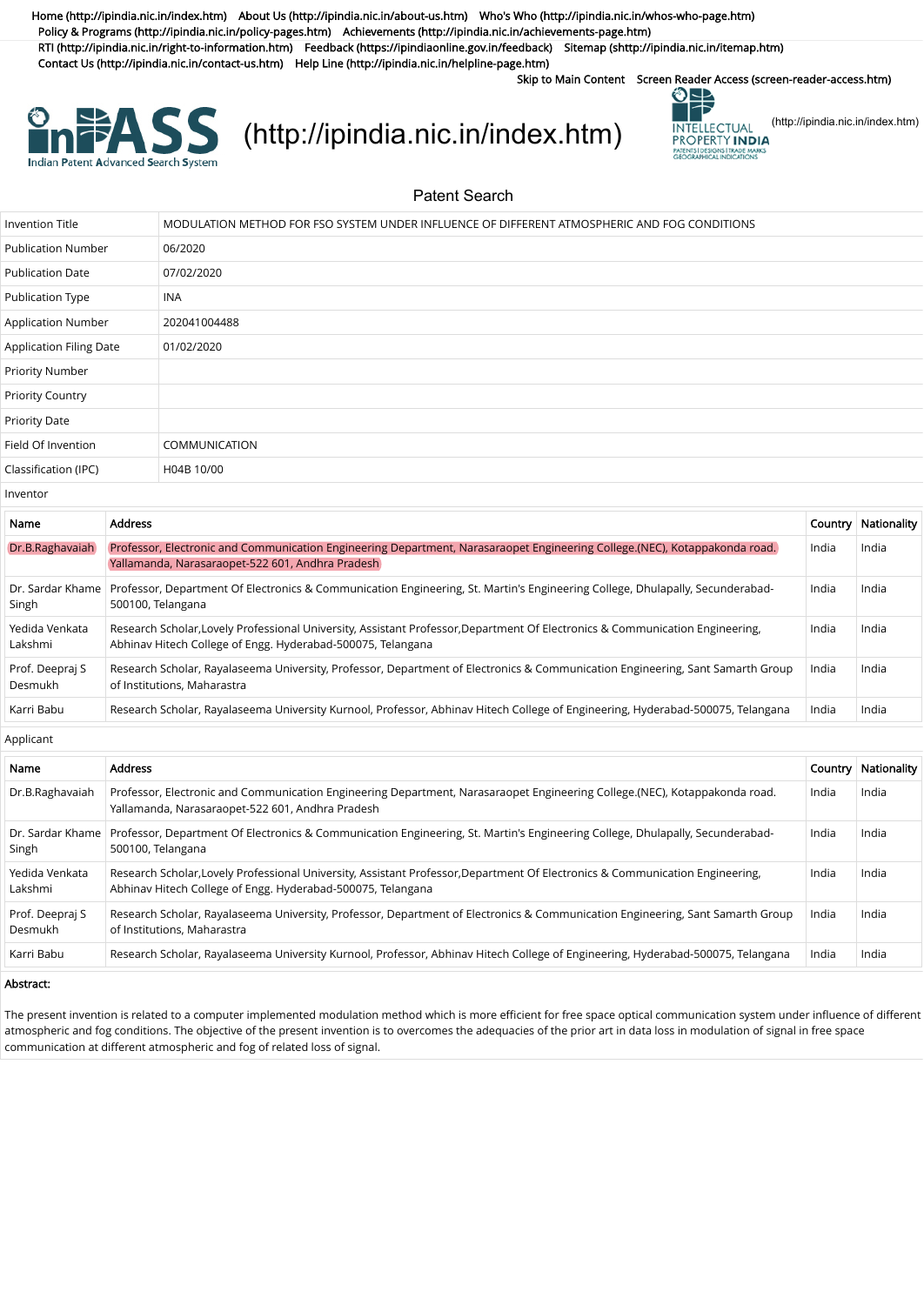Home (http://ipindia.nic.in/index.htm) About Us (http://ipindia.nic.in/about-us.htm) Who's Who (http://ipindia.nic.in/whos-who-page.htm) Policy & Programs (http://ipindia.nic.in/policy-pages.htm) Achievements (http://ipindia.nic.in/achievements-page.htm) RTI (http://ipindia.nic.in/right-to-information.htm) Feedback (https://ipindiaonline.gov.in/feedback) Sitemap (shttp://ipindia.nic.in/itemap.htm) Contact Us (http://ipindia.nic.in/contact-us.htm) Help Line (http://ipindia.nic.in/helpline-page.htm)

Skip to Main Content Screen Reader Access (screen-reader-access.htm)

InPASS Indian Patent Advanced Search System (http://ipindia.nic.in/index.htm)

INTELLECTUAL PROPERTY INDIA PATENTS | DESIGNS | TRADE MARKS GEOGRAPHICAL INDICATIONS (http://ipindia.nic.in/index.htm)

## Patent Search

| | |
|---|---|
| Invention Title | MODULATION METHOD FOR FSO SYSTEM UNDER INFLUENCE OF DIFFERENT ATMOSPHERIC AND FOG CONDITIONS |
| Publication Number | 06/2020 |
| Publication Date | 07/02/2020 |
| Publication Type | INA |
| Application Number | 202041004488 |
| Application Filing Date | 01/02/2020 |
| Priority Number | |
| Priority Country | |
| Priority Date | |
| Field Of Invention | COMMUNICATION |
| Classification (IPC) | H04B 10/00 |

Inventor

| Name | Address | Country | Nationality |
|---|---|---|---|
| Dr.B.Raghavaiah | Professor, Electronic and Communication Engineering Department, Narasaraopet Engineering College.(NEC), Kotappakonda road. Yallamanda, Narasaraopet-522 601, Andhra Pradesh | India | India |
| Dr. Sardar Khame Singh | Professor, Department Of Electronics & Communication Engineering, St. Martin's Engineering College, Dhulapally, Secunderabad-500100, Telangana | India | India |
| Yedida Venkata Lakshmi | Research Scholar,Lovely Professional University, Assistant Professor,Department Of Electronics & Communication Engineering, Abhinav Hitech College of Engg. Hyderabad-500075, Telangana | India | India |
| Prof. Deepraj S Desmukh | Research Scholar, Rayalaseema University, Professor, Department of Electronics & Communication Engineering, Sant Samarth Group of Institutions, Maharastra | India | India |
| Karri Babu | Research Scholar, Rayalaseema University Kurnool, Professor, Abhinav Hitech College of Engineering, Hyderabad-500075, Telangana | India | India |

Applicant

| Name | Address | Country | Nationality |
|---|---|---|---|
| Dr.B.Raghavaiah | Professor, Electronic and Communication Engineering Department, Narasaraopet Engineering College.(NEC), Kotappakonda road. Yallamanda, Narasaraopet-522 601, Andhra Pradesh | India | India |
| Dr. Sardar Khame Singh | Professor, Department Of Electronics & Communication Engineering, St. Martin's Engineering College, Dhulapally, Secunderabad-500100, Telangana | India | India |
| Yedida Venkata Lakshmi | Research Scholar,Lovely Professional University, Assistant Professor,Department Of Electronics & Communication Engineering, Abhinav Hitech College of Engg. Hyderabad-500075, Telangana | India | India |
| Prof. Deepraj S Desmukh | Research Scholar, Rayalaseema University, Professor, Department of Electronics & Communication Engineering, Sant Samarth Group of Institutions, Maharastra | India | India |
| Karri Babu | Research Scholar, Rayalaseema University Kurnool, Professor, Abhinav Hitech College of Engineering, Hyderabad-500075, Telangana | India | India |

**Abstract:**

The present invention is related to a computer implemented modulation method which is more efficient for free space optical communication system under influence of different atmospheric and fog conditions. The objective of the present invention is to overcomes the adequacies of the prior art in data loss in modulation of signal in free space communication at different atmospheric and fog of related loss of signal.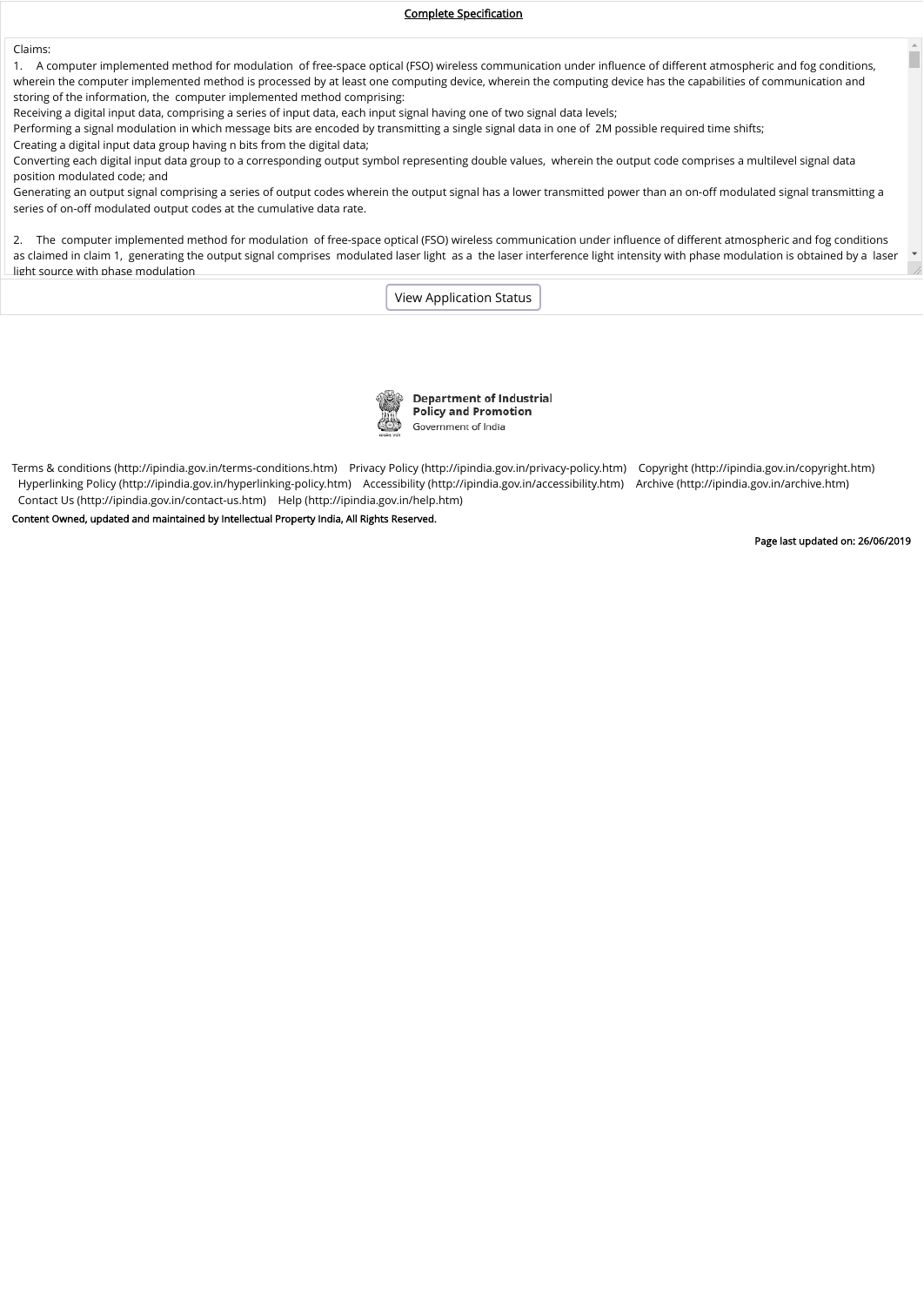## Complete Specification

Claims:

1. A computer implemented method for modulation of free-space optical (FSO) wireless communication under influence of different atmospheric and fog conditions, wherein the computer implemented method is processed by at least one computing device, wherein the computing device has the capabilities of communication and storing of the information, the computer implemented method comprising:

Receiving a digital input data, comprising a series of input data, each input signal having one of two signal data levels;

Performing a signal modulation in which message bits are encoded by transmitting a single signal data in one of 2M possible required time shifts;

Creating a digital input data group having n bits from the digital data;

Converting each digital input data group to a corresponding output symbol representing double values, wherein the output code comprises a multilevel signal data position modulated code; and

Generating an output signal comprising a series of output codes wherein the output signal has a lower transmitted power than an on-off modulated signal transmitting a series of on-off modulated output codes at the cumulative data rate.

2. The computer implemented method for modulation of free-space optical (FSO) wireless communication under influence of different atmospheric and fog conditions as claimed in claim 1, generating the output signal comprises modulated laser light as a the laser interference light intensity with phase modulation is obtained by a laser light source with phase modulation

View Application Status

Department of Industrial Policy and Promotion
Government of India

Terms & conditions (http://ipindia.gov.in/terms-conditions.htm) Privacy Policy (http://ipindia.gov.in/privacy-policy.htm) Copyright (http://ipindia.gov.in/copyright.htm) Hyperlinking Policy (http://ipindia.gov.in/hyperlinking-policy.htm) Accessibility (http://ipindia.gov.in/accessibility.htm) Archive (http://ipindia.gov.in/archive.htm) Contact Us (http://ipindia.gov.in/contact-us.htm) Help (http://ipindia.gov.in/help.htm)

**Content Owned, updated and maintained by Intellectual Property India, All Rights Reserved.**

Page last updated on: 26/06/2019